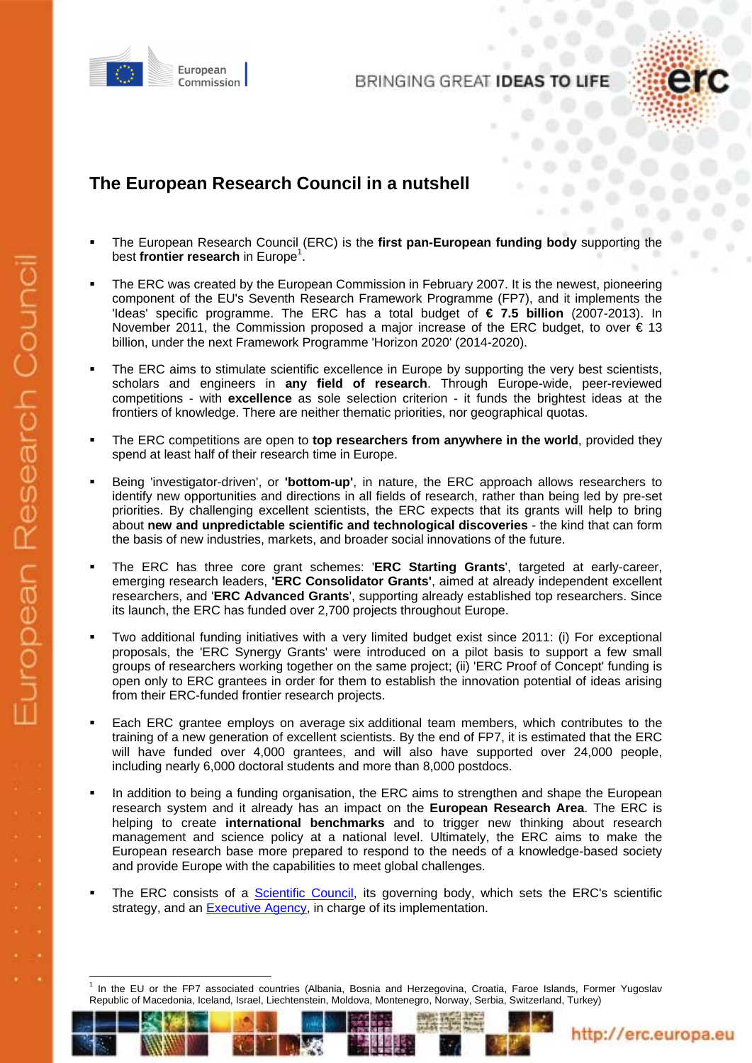# The European Research Council in a nutshell

- The European Research Council (ERC) is the **first pan-European funding body** supporting the best **frontier research** in Europe[1].

- The ERC was created by the European Commission in February 2007. It is the newest, pioneering component of the EU's Seventh Research Framework Programme (FP7), and it implements the 'Ideas' specific programme. The ERC has a total budget of **€ 7.5 billion** (2007-2013). In November 2011, the Commission proposed a major increase of the ERC budget, to over € 13 billion, under the next Framework Programme 'Horizon 2020' (2014-2020).

- The ERC aims to stimulate scientific excellence in Europe by supporting the very best scientists, scholars and engineers in **any field of research**. Through Europe-wide, peer-reviewed competitions - with **excellence** as sole selection criterion - it funds the brightest ideas at the frontiers of knowledge. There are neither thematic priorities, nor geographical quotas.

- The ERC competitions are open to **top researchers from anywhere in the world**, provided they spend at least half of their research time in Europe.

- Being 'investigator-driven', or **'bottom-up'**, in nature, the ERC approach allows researchers to identify new opportunities and directions in all fields of research, rather than being led by pre-set priorities. By challenging excellent scientists, the ERC expects that its grants will help to bring about **new and unpredictable scientific and technological discoveries** - the kind that can form the basis of new industries, markets, and broader social innovations of the future.

- The ERC has three core grant schemes: '**ERC Starting Grants**', targeted at early-career, emerging research leaders, **'ERC Consolidator Grants'**, aimed at already independent excellent researchers, and '**ERC Advanced Grants**', supporting already established top researchers. Since its launch, the ERC has funded over 2,700 projects throughout Europe.

- Two additional funding initiatives with a very limited budget exist since 2011: (i) For exceptional proposals, the 'ERC Synergy Grants' were introduced on a pilot basis to support a few small groups of researchers working together on the same project; (ii) 'ERC Proof of Concept' funding is open only to ERC grantees in order for them to establish the innovation potential of ideas arising from their ERC-funded frontier research projects.

- Each ERC grantee employs on average six additional team members, which contributes to the training of a new generation of excellent scientists. By the end of FP7, it is estimated that the ERC will have funded over 4,000 grantees, and will also have supported over 24,000 people, including nearly 6,000 doctoral students and more than 8,000 postdocs.

- In addition to being a funding organisation, the ERC aims to strengthen and shape the European research system and it already has an impact on the **European Research Area**. The ERC is helping to create **international benchmarks** and to trigger new thinking about research management and science policy at a national level. Ultimately, the ERC aims to make the European research base more prepared to respond to the needs of a knowledge-based society and provide Europe with the capabilities to meet global challenges.

- The ERC consists of a [Scientific Council](), its governing body, which sets the ERC's scientific strategy, and an [Executive Agency](), in charge of its implementation.

---

[1] In the EU or the FP7 associated countries (Albania, Bosnia and Herzegovina, Croatia, Faroe Islands, Former Yugoslav Republic of Macedonia, Iceland, Israel, Liechtenstein, Moldova, Montenegro, Norway, Serbia, Switzerland, Turkey)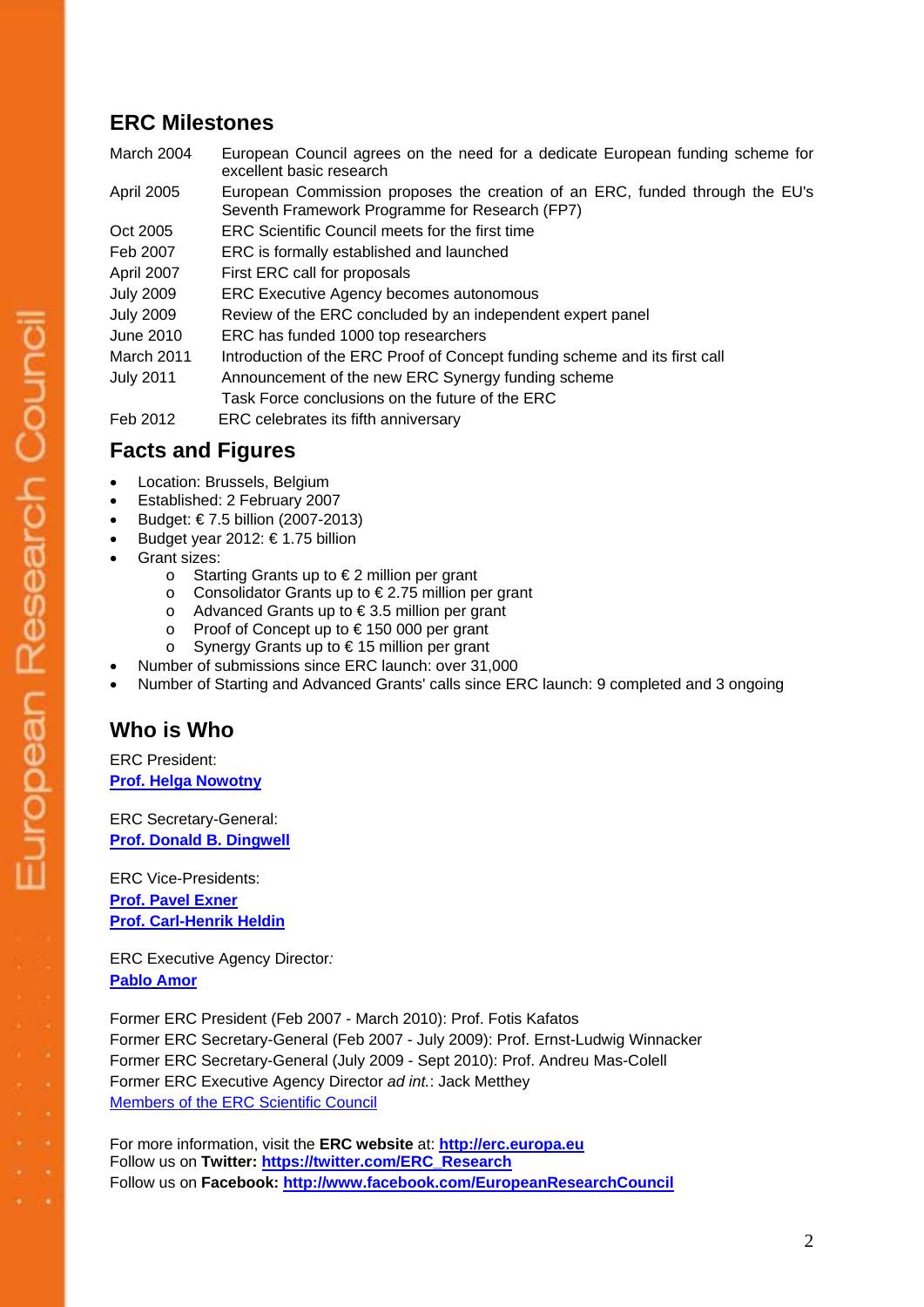## ERC Milestones

| | |
|---|---|
| March 2004 | European Council agrees on the need for a dedicate European funding scheme for excellent basic research |
| April 2005 | European Commission proposes the creation of an ERC, funded through the EU's Seventh Framework Programme for Research (FP7) |
| Oct 2005 | ERC Scientific Council meets for the first time |
| Feb 2007 | ERC is formally established and launched |
| April 2007 | First ERC call for proposals |
| July 2009 | ERC Executive Agency becomes autonomous |
| July 2009 | Review of the ERC concluded by an independent expert panel |
| June 2010 | ERC has funded 1000 top researchers |
| March 2011 | Introduction of the ERC Proof of Concept funding scheme and its first call |
| July 2011 | Announcement of the new ERC Synergy funding scheme<br>Task Force conclusions on the future of the ERC |
| Feb 2012 | ERC celebrates its fifth anniversary |

## Facts and Figures

- Location: Brussels, Belgium
- Established: 2 February 2007
- Budget: € 7.5 billion (2007-2013)
- Budget year 2012: € 1.75 billion
- Grant sizes:
  - Starting Grants up to € 2 million per grant
  - Consolidator Grants up to € 2.75 million per grant
  - Advanced Grants up to € 3.5 million per grant
  - Proof of Concept up to € 150 000 per grant
  - Synergy Grants up to € 15 million per grant
- Number of submissions since ERC launch: over 31,000
- Number of Starting and Advanced Grants' calls since ERC launch: 9 completed and 3 ongoing

## Who is Who

ERC President:
**Prof. Helga Nowotny**

ERC Secretary-General:
**Prof. Donald B. Dingwell**

ERC Vice-Presidents:
**Prof. Pavel Exner**
**Prof. Carl-Henrik Heldin**

ERC Executive Agency Director*:*
**Pablo Amor**

Former ERC President (Feb 2007 - March 2010): Prof. Fotis Kafatos
Former ERC Secretary-General (Feb 2007 - July 2009): Prof. Ernst-Ludwig Winnacker
Former ERC Secretary-General (July 2009 - Sept 2010): Prof. Andreu Mas-Colell
Former ERC Executive Agency Director *ad int.*: Jack Metthey
Members of the ERC Scientific Council

For more information, visit the **ERC website** at: **http://erc.europa.eu**
Follow us on **Twitter: https://twitter.com/ERC_Research**
Follow us on **Facebook: http://www.facebook.com/EuropeanResearchCouncil**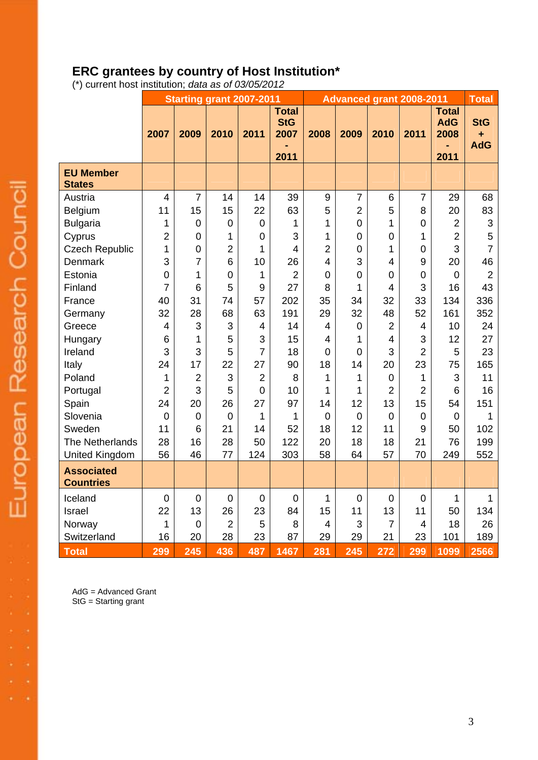## ERC grantees by country of Host Institution*

(*) current host institution; *data as of 03/05/2012*

| | Starting grant 2007-2011 | | | | | Advanced grant 2008-2011 | | | | | Total |
|---|---|---|---|---|---|---|---|---|---|---|---|
| | 2007 | 2009 | 2010 | 2011 | Total StG 2007 - 2011 | 2008 | 2009 | 2010 | 2011 | Total AdG 2008 - 2011 | StG + AdG |
| **EU Member States** | | | | | | | | | | | |
| Austria | 4 | 7 | 14 | 14 | 39 | 9 | 7 | 6 | 7 | 29 | 68 |
| Belgium | 11 | 15 | 15 | 22 | 63 | 5 | 2 | 5 | 8 | 20 | 83 |
| Bulgaria | 1 | 0 | 0 | 0 | 1 | 1 | 0 | 1 | 0 | 2 | 3 |
| Cyprus | 2 | 0 | 1 | 0 | 3 | 1 | 0 | 0 | 1 | 2 | 5 |
| Czech Republic | 1 | 0 | 2 | 1 | 4 | 2 | 0 | 1 | 0 | 3 | 7 |
| Denmark | 3 | 7 | 6 | 10 | 26 | 4 | 3 | 4 | 9 | 20 | 46 |
| Estonia | 0 | 1 | 0 | 1 | 2 | 0 | 0 | 0 | 0 | 0 | 2 |
| Finland | 7 | 6 | 5 | 9 | 27 | 8 | 1 | 4 | 3 | 16 | 43 |
| France | 40 | 31 | 74 | 57 | 202 | 35 | 34 | 32 | 33 | 134 | 336 |
| Germany | 32 | 28 | 68 | 63 | 191 | 29 | 32 | 48 | 52 | 161 | 352 |
| Greece | 4 | 3 | 3 | 4 | 14 | 4 | 0 | 2 | 4 | 10 | 24 |
| Hungary | 6 | 1 | 5 | 3 | 15 | 4 | 1 | 4 | 3 | 12 | 27 |
| Ireland | 3 | 3 | 5 | 7 | 18 | 0 | 0 | 3 | 2 | 5 | 23 |
| Italy | 24 | 17 | 22 | 27 | 90 | 18 | 14 | 20 | 23 | 75 | 165 |
| Poland | 1 | 2 | 3 | 2 | 8 | 1 | 1 | 0 | 1 | 3 | 11 |
| Portugal | 2 | 3 | 5 | 0 | 10 | 1 | 1 | 2 | 2 | 6 | 16 |
| Spain | 24 | 20 | 26 | 27 | 97 | 14 | 12 | 13 | 15 | 54 | 151 |
| Slovenia | 0 | 0 | 0 | 1 | 1 | 0 | 0 | 0 | 0 | 0 | 1 |
| Sweden | 11 | 6 | 21 | 14 | 52 | 18 | 12 | 11 | 9 | 50 | 102 |
| The Netherlands | 28 | 16 | 28 | 50 | 122 | 20 | 18 | 18 | 21 | 76 | 199 |
| United Kingdom | 56 | 46 | 77 | 124 | 303 | 58 | 64 | 57 | 70 | 249 | 552 |
| **Associated Countries** | | | | | | | | | | | |
| Iceland | 0 | 0 | 0 | 0 | 0 | 1 | 0 | 0 | 0 | 1 | 1 |
| Israel | 22 | 13 | 26 | 23 | 84 | 15 | 11 | 13 | 11 | 50 | 134 |
| Norway | 1 | 0 | 2 | 5 | 8 | 4 | 3 | 7 | 4 | 18 | 26 |
| Switzerland | 16 | 20 | 28 | 23 | 87 | 29 | 29 | 21 | 23 | 101 | 189 |
| **Total** | **299** | **245** | **436** | **487** | **1467** | **281** | **245** | **272** | **299** | **1099** | **2566** |

AdG = Advanced Grant
StG = Starting grant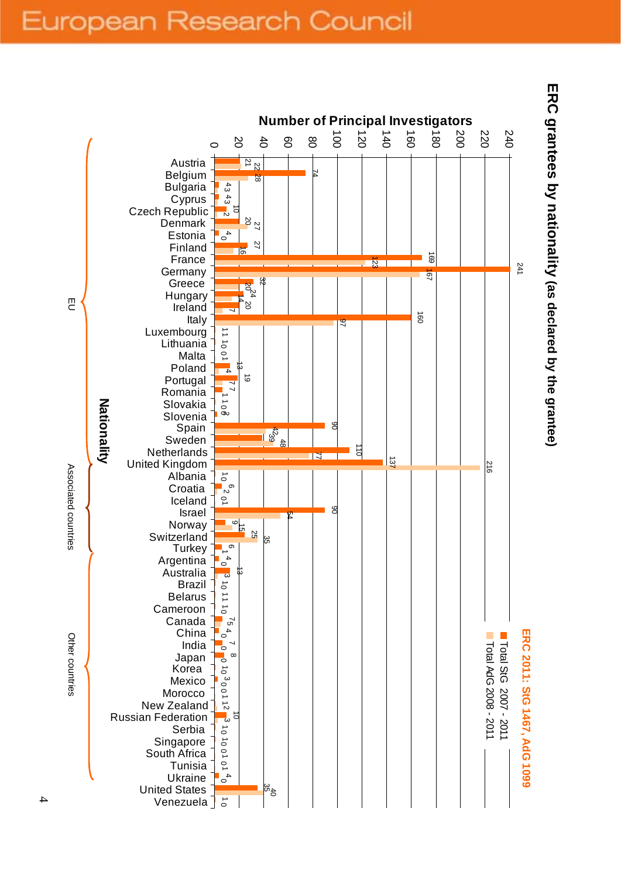# ERC granteees by nationality (as declared by the grantee)

**ERC 2011: StG 1467, AdG 1099**

- Total StG 2007 - 2011
- Total AdG 2008 - 2011

Number of Principal Investigators by Nationality

| Group | Nationality | Total StG 2007 - 2011 | Total AdG 2008 - 2011 |
|---|---|---|---|
| EU | Austria | 21 | 22 |
| EU | Belgium | 74 | 28 |
| EU | Bulgaria | 4 | 3 |
| EU | Cyprus | 4 | 3 |
| EU | Czech Republic | 10 | 2 |
| EU | Denmark | 20 | 27 |
| EU | Estonia | 4 | 0 |
| EU | Finland | 27 | 16 |
| EU | France | 169 | 123 |
| EU | Germany | 241 | 167 |
| EU | Greece | 32 | 20 |
| EU | Hungary | 24 | 14 |
| EU | Ireland | 20 | 7 |
| EU | Italy | 160 | 97 |
| EU | Luxembourg | 1 | 1 |
| EU | Lithuania | 1 | 0 |
| EU | Malta | 0 | 1 |
| EU | Poland | 13 | 4 |
| EU | Portugal | 19 | 7 |
| EU | Romania | 7 | 1 |
| EU | Slovakia | 1 | 0 |
| EU | Slovenia | 2 | 0 |
| EU | Spain | 90 | 42 |
| EU | Sweden | 39 | 48 |
| EU | Netherlands | 110 | 77 |
| EU | United Kingdom | 137 | 216 |
| Associated countries | Albania | 1 | 0 |
| Associated countries | Croatia | 6 | 2 |
| Associated countries | Iceland | 0 | 1 |
| Associated countries | Israel | 90 | 54 |
| Associated countries | Norway | 9 | 15 |
| Associated countries | Switzerland | 25 | 35 |
| Associated countries | Turkey | 6 | 1 |
| Other countries | Argentina | 4 | 0 |
| Other countries | Australia | 13 | 3 |
| Other countries | Brazil | 1 | 0 |
| Other countries | Belarus | 1 | 1 |
| Other countries | Cameroon | 1 | 0 |
| Other countries | Canada | 7 | 5 |
| Other countries | China | 4 | 0 |
| Other countries | India | 7 | 0 |
| Other countries | Japan | 8 | 0 |
| Other countries | Korea | 1 | 0 |
| Other countries | Mexico | 3 | 0 |
| Other countries | Morocco | 0 | 1 |
| Other countries | New Zealand | 1 | 2 |
| Other countries | Russian Federation | 10 | 3 |
| Other countries | Serbia | 1 | 0 |
| Other countries | Singapore | 1 | 0 |
| Other countries | South Africa | 0 | 1 |
| Other countries | Tunisia | 0 | 1 |
| Other countries | Ukraine | 4 | 0 |
| Other countries | United States | 35 | 40 |
| Other countries | Venezuela | 1 | 0 |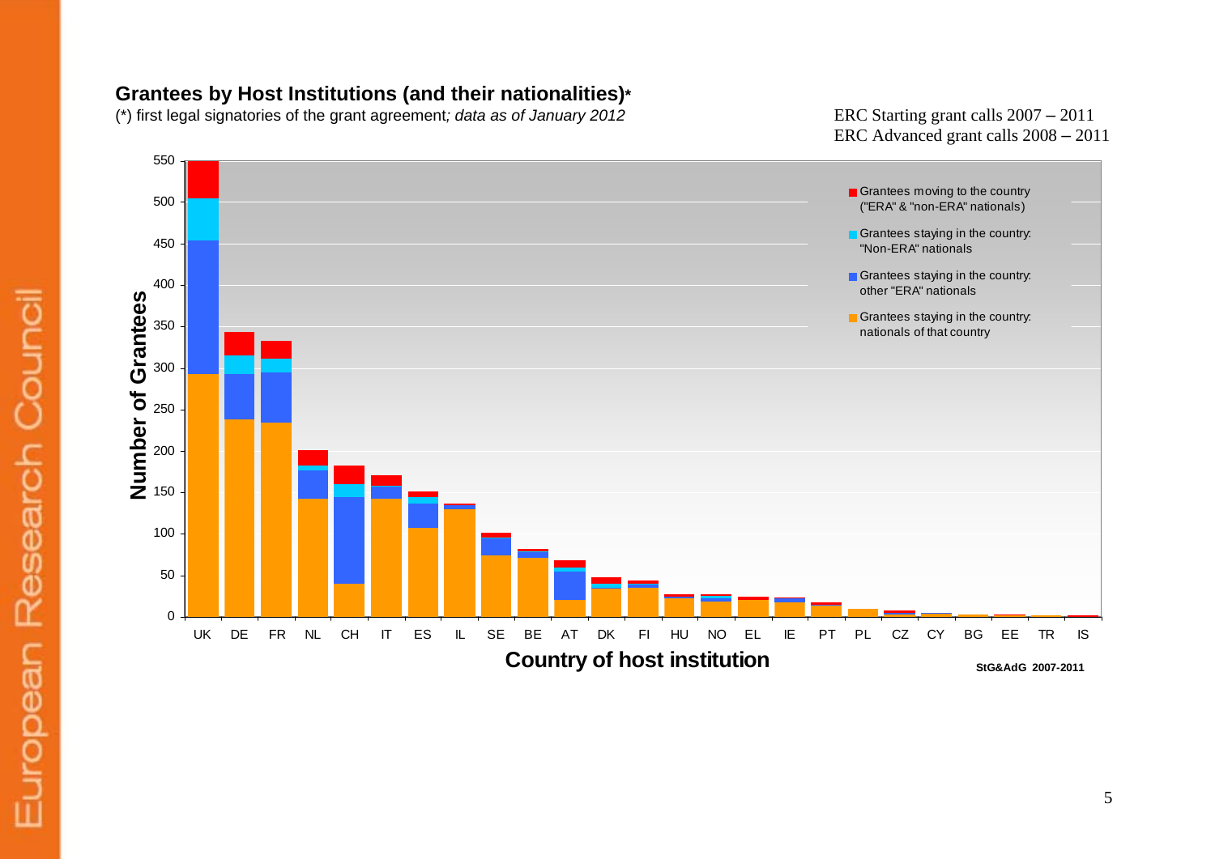## Grantees by Host Institutions (and their nationalities)*

(*) first legal signatories of the grant agreement; *data as of January 2012*

ERC Starting grant calls 2007 – 2011
ERC Advanced grant calls 2008 – 2011

Legend:

- Grantees moving to the country ("ERA" & "non-ERA" nationals)
- Grantees staying in the country: "Non-ERA" nationals
- Grantees staying in the country: other "ERA" nationals
- Grantees staying in the country: nationals of that country

Y-axis: Number of Grantees (0–550)

X-axis: Country of host institution — UK, DE, FR, NL, CH, IT, ES, IL, SE, BE, AT, DK, FI, HU, NO, EL, IE, PT, PL, CZ, CY, BG, EE, TR, IS

StG&AdG 2007-2011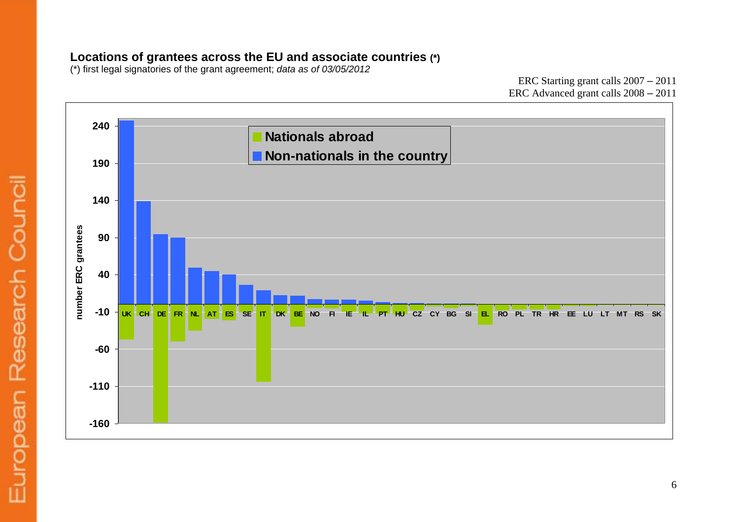## Locations of grantees across the EU and associate countries (*)

(*) first legal signatories of the grant agreement; *data as of 03/05/2012*

ERC Starting grant calls 2007 – 2011
ERC Advanced grant calls 2008 – 2011

Nationals abroad
Non-nationals in the country

number ERC grantees

240
190
140
90
40
-10
-60
-110
-160

UK CH DE FR NL AT ES SE IT DK BE NO FI IE IL PT HU CZ CY BG SI EL RO PL TR HR EE LU LT MT RS SK

European Research Council